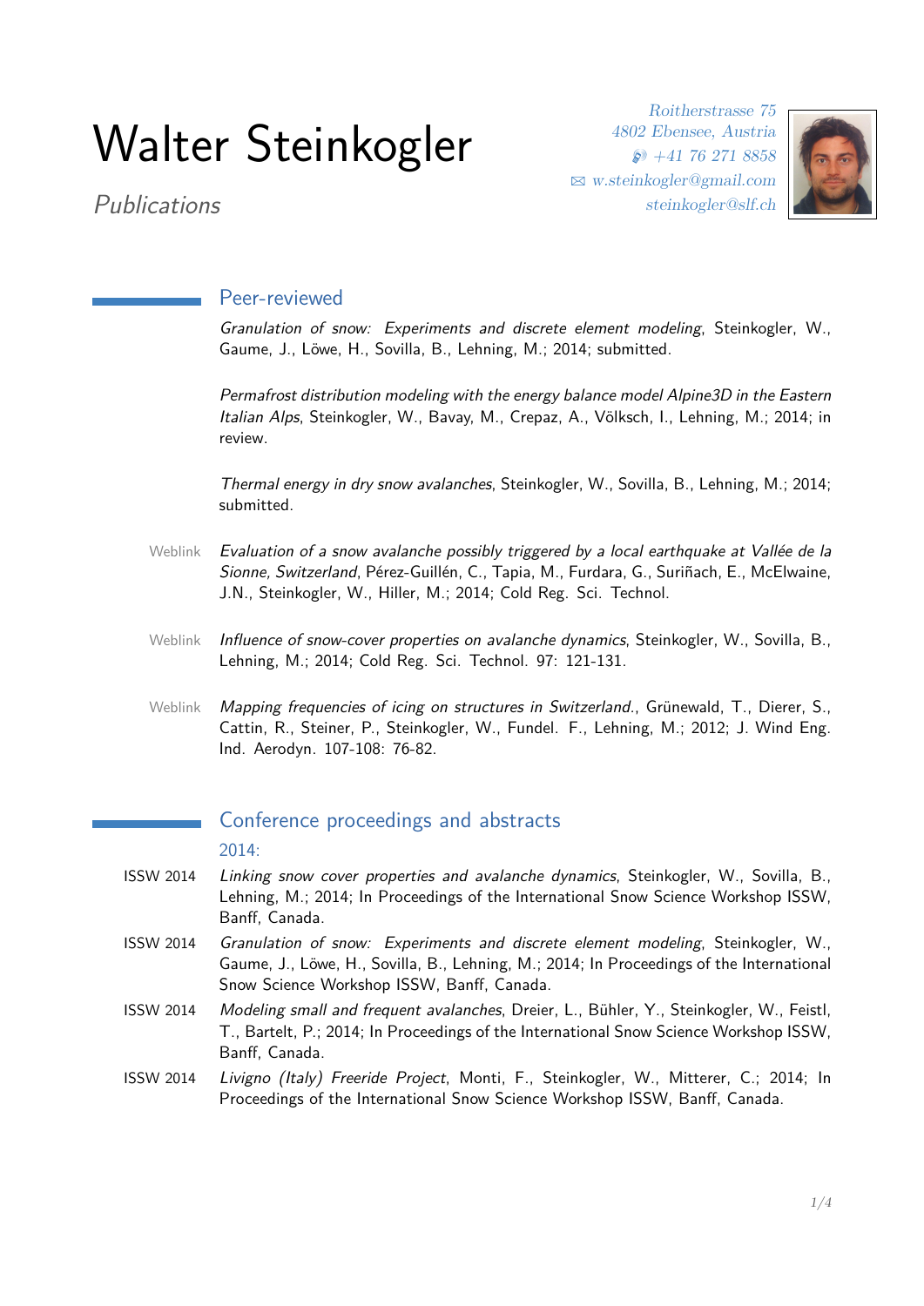# Walter Steinkogler

*Publications*

Roitherstrasse 75
4802 Ebensee, Austria
+41 76 271 8858
w.steinkogler@gmail.com
steinkogler@slf.ch

## Peer-reviewed

*Granulation of snow: Experiments and discrete element modeling*, Steinkogler, W., Gaume, J., Löwe, H., Sovilla, B., Lehning, M.; 2014; submitted.

*Permafrost distribution modeling with the energy balance model Alpine3D in the Eastern Italian Alps*, Steinkogler, W., Bavay, M., Crepaz, A., Völksch, I., Lehning, M.; 2014; in review.

*Thermal energy in dry snow avalanches*, Steinkogler, W., Sovilla, B., Lehning, M.; 2014; submitted.

Weblink — *Evaluation of a snow avalanche possibly triggered by a local earthquake at Vallée de la Sionne, Switzerland*, Pérez-Guillén, C., Tapia, M., Furdara, G., Suriñach, E., McElwaine, J.N., Steinkogler, W., Hiller, M.; 2014; Cold Reg. Sci. Technol.

Weblink — *Influence of snow-cover properties on avalanche dynamics*, Steinkogler, W., Sovilla, B., Lehning, M.; 2014; Cold Reg. Sci. Technol. 97: 121-131.

Weblink — *Mapping frequencies of icing on structures in Switzerland.*, Grünewald, T., Dierer, S., Cattin, R., Steiner, P., Steinkogler, W., Fundel. F., Lehning, M.; 2012; J. Wind Eng. Ind. Aerodyn. 107-108: 76-82.

## Conference proceedings and abstracts

### 2014:

ISSW 2014 — *Linking snow cover properties and avalanche dynamics*, Steinkogler, W., Sovilla, B., Lehning, M.; 2014; In Proceedings of the International Snow Science Workshop ISSW, Banff, Canada.

ISSW 2014 — *Granulation of snow: Experiments and discrete element modeling*, Steinkogler, W., Gaume, J., Löwe, H., Sovilla, B., Lehning, M.; 2014; In Proceedings of the International Snow Science Workshop ISSW, Banff, Canada.

ISSW 2014 — *Modeling small and frequent avalanches*, Dreier, L., Bühler, Y., Steinkogler, W., Feistl, T., Bartelt, P.; 2014; In Proceedings of the International Snow Science Workshop ISSW, Banff, Canada.

ISSW 2014 — *Livigno (Italy) Freeride Project*, Monti, F., Steinkogler, W., Mitterer, C.; 2014; In Proceedings of the International Snow Science Workshop ISSW, Banff, Canada.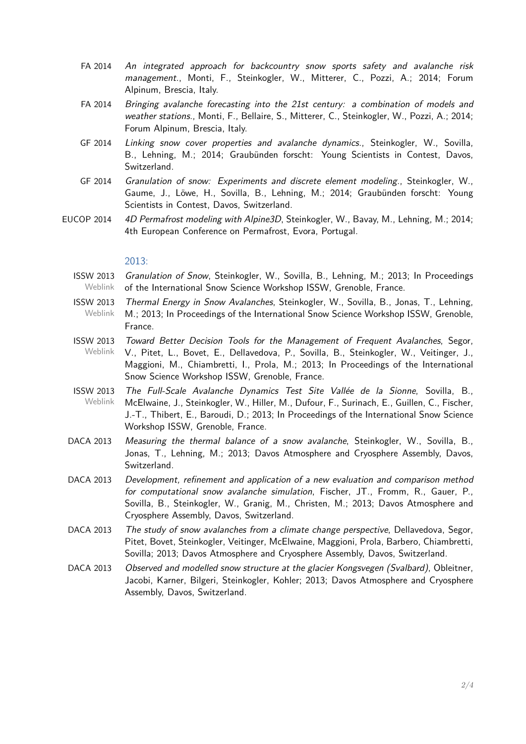- FA 2014 — *An integrated approach for backcountry snow sports safety and avalanche risk management.*, Monti, F., Steinkogler, W., Mitterer, C., Pozzi, A.; 2014; Forum Alpinum, Brescia, Italy.
- FA 2014 — *Bringing avalanche forecasting into the 21st century: a combination of models and weather stations.*, Monti, F., Bellaire, S., Mitterer, C., Steinkogler, W., Pozzi, A.; 2014; Forum Alpinum, Brescia, Italy.
- GF 2014 — *Linking snow cover properties and avalanche dynamics.*, Steinkogler, W., Sovilla, B., Lehning, M.; 2014; Graubünden forscht: Young Scientists in Contest, Davos, Switzerland.
- GF 2014 — *Granulation of snow: Experiments and discrete element modeling.*, Steinkogler, W., Gaume, J., Löwe, H., Sovilla, B., Lehning, M.; 2014; Graubünden forscht: Young Scientists in Contest, Davos, Switzerland.
- EUCOP 2014 — *4D Permafrost modeling with Alpine3D*, Steinkogler, W., Bavay, M., Lehning, M.; 2014; 4th European Conference on Permafrost, Evora, Portugal.

### 2013:

- ISSW 2013 (Weblink) — *Granulation of Snow*, Steinkogler, W., Sovilla, B., Lehning, M.; 2013; In Proceedings of the International Snow Science Workshop ISSW, Grenoble, France.
- ISSW 2013 (Weblink) — *Thermal Energy in Snow Avalanches*, Steinkogler, W., Sovilla, B., Jonas, T., Lehning, M.; 2013; In Proceedings of the International Snow Science Workshop ISSW, Grenoble, France.
- ISSW 2013 (Weblink) — *Toward Better Decision Tools for the Management of Frequent Avalanches*, Segor, V., Pitet, L., Bovet, E., Dellavedova, P., Sovilla, B., Steinkogler, W., Veitinger, J., Maggioni, M., Chiambretti, I., Prola, M.; 2013; In Proceedings of the International Snow Science Workshop ISSW, Grenoble, France.
- ISSW 2013 (Weblink) — *The Full-Scale Avalanche Dynamics Test Site Vallée de la Sionne*, Sovilla, B., McElwaine, J., Steinkogler, W., Hiller, M., Dufour, F., Surinach, E., Guillen, C., Fischer, J.-T., Thibert, E., Baroudi, D.; 2013; In Proceedings of the International Snow Science Workshop ISSW, Grenoble, France.
- DACA 2013 — *Measuring the thermal balance of a snow avalanche*, Steinkogler, W., Sovilla, B., Jonas, T., Lehning, M.; 2013; Davos Atmosphere and Cryosphere Assembly, Davos, Switzerland.
- DACA 2013 — *Development, refinement and application of a new evaluation and comparison method for computational snow avalanche simulation*, Fischer, JT., Fromm, R., Gauer, P., Sovilla, B., Steinkogler, W., Granig, M., Christen, M.; 2013; Davos Atmosphere and Cryosphere Assembly, Davos, Switzerland.
- DACA 2013 — *The study of snow avalanches from a climate change perspective*, Dellavedova, Segor, Pitet, Bovet, Steinkogler, Veitinger, McElwaine, Maggioni, Prola, Barbero, Chiambretti, Sovilla; 2013; Davos Atmosphere and Cryosphere Assembly, Davos, Switzerland.
- DACA 2013 — *Observed and modelled snow structure at the glacier Kongsvegen (Svalbard)*, Obleitner, Jacobi, Karner, Bilgeri, Steinkogler, Kohler; 2013; Davos Atmosphere and Cryosphere Assembly, Davos, Switzerland.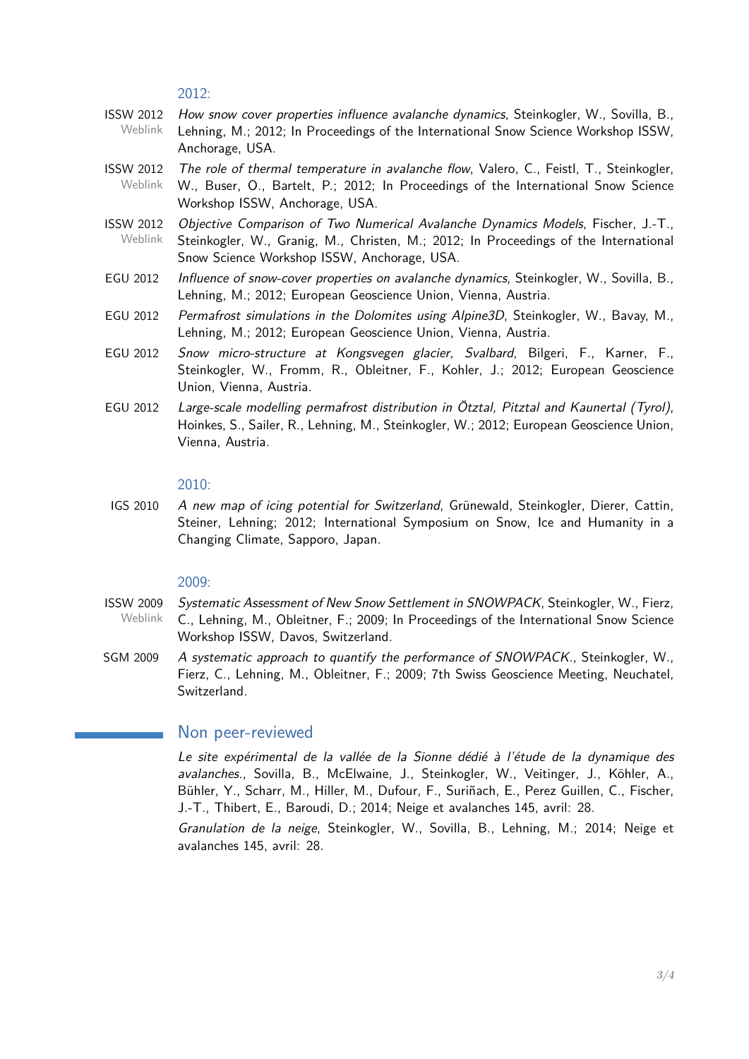### 2012:

ISSW 2012 (Weblink) — *How snow cover properties influence avalanche dynamics*, Steinkogler, W., Sovilla, B., Lehning, M.; 2012; In Proceedings of the International Snow Science Workshop ISSW, Anchorage, USA.

ISSW 2012 (Weblink) — *The role of thermal temperature in avalanche flow*, Valero, C., Feistl, T., Steinkogler, W., Buser, O., Bartelt, P.; 2012; In Proceedings of the International Snow Science Workshop ISSW, Anchorage, USA.

ISSW 2012 (Weblink) — *Objective Comparison of Two Numerical Avalanche Dynamics Models*, Fischer, J.-T., Steinkogler, W., Granig, M., Christen, M.; 2012; In Proceedings of the International Snow Science Workshop ISSW, Anchorage, USA.

EGU 2012 — *Influence of snow-cover properties on avalanche dynamics*, Steinkogler, W., Sovilla, B., Lehning, M.; 2012; European Geoscience Union, Vienna, Austria.

EGU 2012 — *Permafrost simulations in the Dolomites using Alpine3D*, Steinkogler, W., Bavay, M., Lehning, M.; 2012; European Geoscience Union, Vienna, Austria.

EGU 2012 — *Snow micro-structure at Kongsvegen glacier, Svalbard*, Bilgeri, F., Karner, F., Steinkogler, W., Fromm, R., Obleitner, F., Kohler, J.; 2012; European Geoscience Union, Vienna, Austria.

EGU 2012 — *Large-scale modelling permafrost distribution in Ötztal, Pitztal and Kaunertal (Tyrol)*, Hoinkes, S., Sailer, R., Lehning, M., Steinkogler, W.; 2012; European Geoscience Union, Vienna, Austria.

### 2010:

IGS 2010 — *A new map of icing potential for Switzerland*, Grünewald, Steinkogler, Dierer, Cattin, Steiner, Lehning; 2012; International Symposium on Snow, Ice and Humanity in a Changing Climate, Sapporo, Japan.

### 2009:

ISSW 2009 (Weblink) — *Systematic Assessment of New Snow Settlement in SNOWPACK*, Steinkogler, W., Fierz, C., Lehning, M., Obleitner, F.; 2009; In Proceedings of the International Snow Science Workshop ISSW, Davos, Switzerland.

SGM 2009 — *A systematic approach to quantify the performance of SNOWPACK.*, Steinkogler, W., Fierz, C., Lehning, M., Obleitner, F.; 2009; 7th Swiss Geoscience Meeting, Neuchatel, Switzerland.

## Non peer-reviewed

*Le site expérimental de la vallée de la Sionne dédié à l'étude de la dynamique des avalanches.*, Sovilla, B., McElwaine, J., Steinkogler, W., Veitinger, J., Köhler, A., Bühler, Y., Scharr, M., Hiller, M., Dufour, F., Suriñach, E., Perez Guillen, C., Fischer, J.-T., Thibert, E., Baroudi, D.; 2014; Neige et avalanches 145, avril: 28.

*Granulation de la neige*, Steinkogler, W., Sovilla, B., Lehning, M.; 2014; Neige et avalanches 145, avril: 28.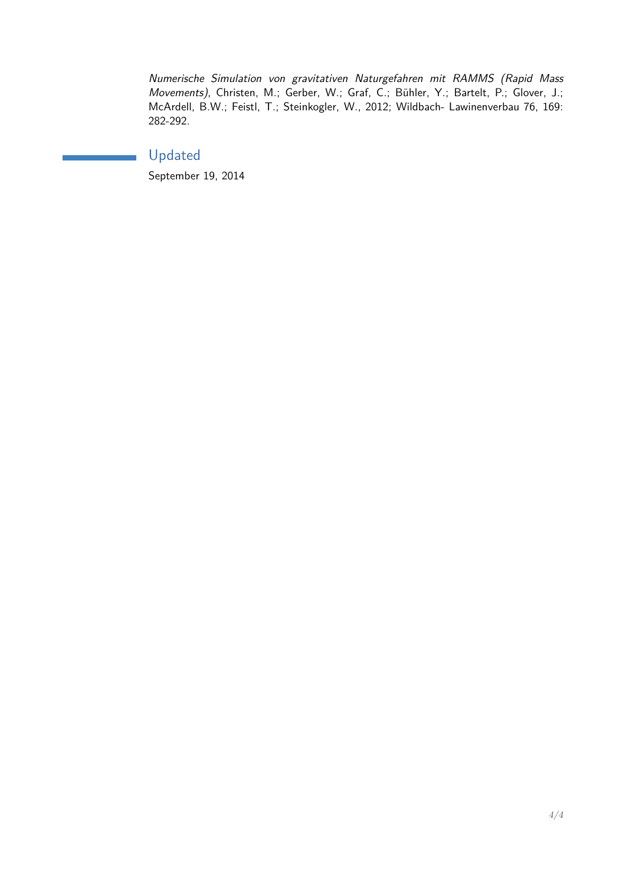*Numerische Simulation von gravitativen Naturgefahren mit RAMMS (Rapid Mass Movements)*, Christen, M.; Gerber, W.; Graf, C.; Bühler, Y.; Bartelt, P.; Glover, J.; McArdell, B.W.; Feistl, T.; Steinkogler, W., 2012; Wildbach- Lawinenverbau 76, 169: 282-292.

## Updated

September 19, 2014